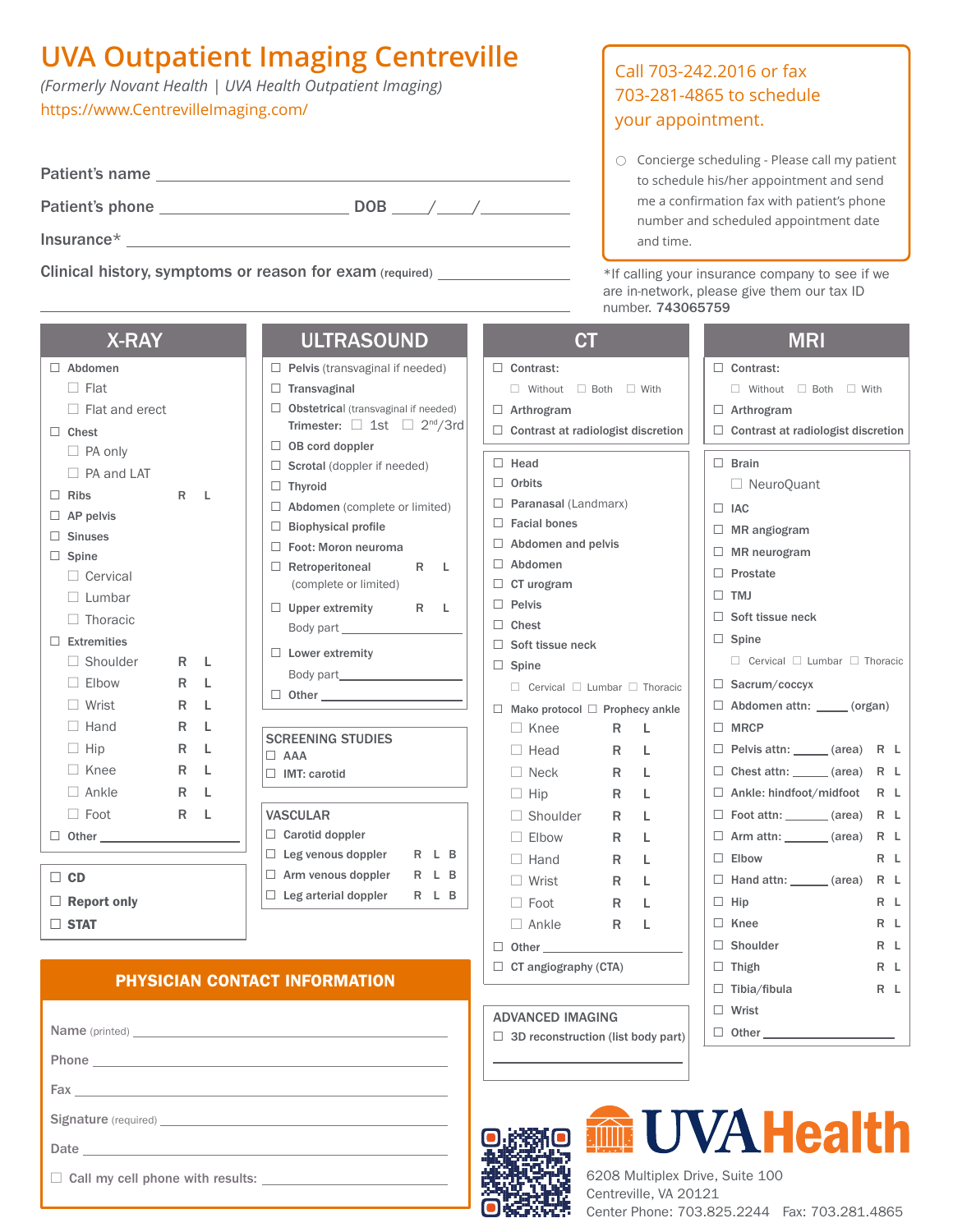# UVA Outpatient Imaging Centreville

*(Formerly Novant Health | UVA Health Outpatient Imaging)*

https://www.CentrevilleImaging.com/

Call 703-242.2016 or fax 703-281-4865 to schedule your appointment.

○ Concierge scheduling - Please call my patient to schedule his/her appointment and send me a confirmation fax with patient's phone number and scheduled appointment date and time.

Patient's name ______________________

Patient's phone ______________ DOB ___/___/______

Insurance* ______________________

Clinical history, symptoms or reason for exam (required) ______________________

*If calling your insurance company to see if we are in-network, please give them our tax ID number. **743065759**

## X-RAY

- ☐ **Abdomen**
  - ☐ Flat
  - ☐ Flat and erect
- ☐ **Chest**
  - ☐ PA only
  - ☐ PA and LAT
- ☐ **Ribs** R L
- ☐ **AP pelvis**
- ☐ **Sinuses**
- ☐ **Spine**
  - ☐ Cervical
  - ☐ Lumbar
  - ☐ Thoracic
- ☐ **Extremities**
  - ☐ Shoulder R L
  - ☐ Elbow R L
  - ☐ Wrist R L
  - ☐ Hand R L
  - ☐ Hip R L
  - ☐ Knee R L
  - ☐ Ankle R L
  - ☐ Foot R L
- ☐ **Other** ______________

- ☐ **CD**
- ☐ **Report only**
- ☐ **STAT**

## ULTRASOUND

- ☐ **Pelvis** (transvaginal if needed)
- ☐ **Transvaginal**
- ☐ **Obstetrical** (transvaginal if needed) Trimester: ☐ 1st ☐ 2nd/3rd
- ☐ **OB cord doppler**
- ☐ **Scrotal** (doppler if needed)
- ☐ **Thyroid**
- ☐ **Abdomen** (complete or limited)
- ☐ **Biophysical profile**
- ☐ **Foot: Moron neuroma**
- ☐ **Retroperitoneal** R L (complete or limited)
- ☐ **Upper extremity** R L Body part ______________
- ☐ **Lower extremity** Body part ______________
- ☐ **Other** ______________

### SCREENING STUDIES

- ☐ **AAA**
- ☐ **IMT: carotid**

### VASCULAR

- ☐ **Carotid doppler**
- ☐ **Leg venous doppler** R L B
- ☐ **Arm venous doppler** R L B
- ☐ **Leg arterial doppler** R L B

## CT

- ☐ **Contrast:** ☐ Without ☐ Both ☐ With
- ☐ **Arthrogram**
- ☐ **Contrast at radiologist discretion**

- ☐ **Head**
- ☐ **Orbits**
- ☐ **Paranasal** (Landmarx)
- ☐ **Facial bones**
- ☐ **Abdomen and pelvis**
- ☐ **Abdomen**
- ☐ **CT urogram**
- ☐ **Pelvis**
- ☐ **Chest**
- ☐ **Soft tissue neck**
- ☐ **Spine**
  - ☐ Cervical ☐ Lumbar ☐ Thoracic
- ☐ **Mako protocol** ☐ **Prophecy ankle**
  - ☐ Knee R L
  - ☐ Head R L
  - ☐ Neck R L
  - ☐ Hip R L
  - ☐ Shoulder R L
  - ☐ Elbow R L
  - ☐ Hand R L
  - ☐ Wrist R L
  - ☐ Foot R L
  - ☐ Ankle R L
- ☐ **Other** ______________
- ☐ **CT angiography (CTA)**

### ADVANCED IMAGING

- ☐ **3D reconstruction (list body part)** ______________

## MRI

- ☐ **Contrast:** ☐ Without ☐ Both ☐ With
- ☐ **Arthrogram**
- ☐ **Contrast at radiologist discretion**

- ☐ **Brain**
  - ☐ NeuroQuant
- ☐ **IAC**
- ☐ **MR angiogram**
- ☐ **MR neurogram**
- ☐ **Prostate**
- ☐ **TMJ**
- ☐ **Soft tissue neck**
- ☐ **Spine**
  - ☐ Cervical ☐ Lumbar ☐ Thoracic
- ☐ **Sacrum/coccyx**
- ☐ **Abdomen attn:** _____ (organ)
- ☐ **MRCP**
- ☐ **Pelvis attn:** _____ (area) R L
- ☐ **Chest attn:** _____ (area) R L
- ☐ **Ankle: hindfoot/midfoot** R L
- ☐ **Foot attn:** _____ (area) R L
- ☐ **Arm attn:** _____ (area) R L
- ☐ **Elbow** R L
- ☐ **Hand attn:** _____ (area) R L
- ☐ **Hip** R L
- ☐ **Knee** R L
- ☐ **Shoulder** R L
- ☐ **Thigh** R L
- ☐ **Tibia/fibula** R L
- ☐ **Wrist**
- ☐ **Other** ______________

## PHYSICIAN CONTACT INFORMATION

Name (printed) ______________________

Phone ______________________

Fax ______________________

Signature (required) ______________________

Date ______________________

☐ Call my cell phone with results: ______________________

**UVA Health**

6208 Multiplex Drive, Suite 100
Centreville, VA 20121
Center Phone: 703.825.2244 Fax: 703.281.4865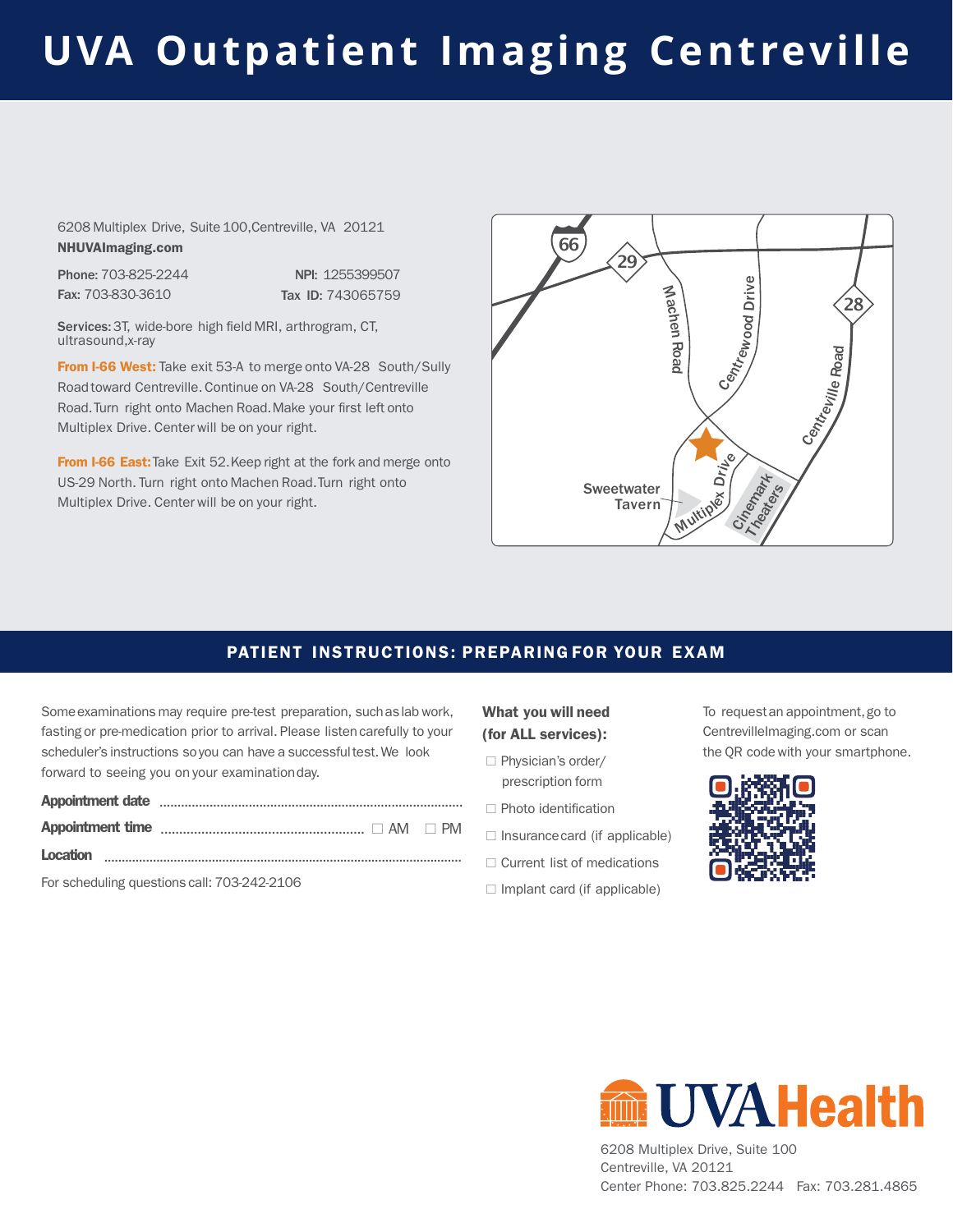# UVA Outpatient Imaging Centreville

6208 Multiplex Drive, Suite 100, Centreville, VA 20121
**NHUVAImaging.com**

**Phone:** 703-825-2244 **NPI:** 1255399507
**Fax:** 703-830-3610 **Tax ID:** 743065759

**Services:** 3T, wide-bore high field MRI, arthrogram, CT, ultrasound, x-ray

**From I-66 West:** Take exit 53-A to merge onto VA-28 South/Sully Road toward Centreville. Continue on VA-28 South/Centreville Road. Turn right onto Machen Road. Make your first left onto Multiplex Drive. Center will be on your right.

**From I-66 East:** Take Exit 52. Keep right at the fork and merge onto US-29 North. Turn right onto Machen Road. Turn right onto Multiplex Drive. Center will be on your right.

66
29
28
Machen Road
Centrewood Drive
Centreville Road
Sweetwater Tavern
Multiplex Drive
Cinemark Theaters

## PATIENT INSTRUCTIONS: PREPARING FOR YOUR EXAM

Some examinations may require pre-test preparation, such as lab work, fasting or pre-medication prior to arrival. Please listen carefully to your scheduler's instructions so you can have a successful test. We look forward to seeing you on your examination day.

**Appointment date** ..................................................

**Appointment time** .................................... ☐ AM ☐ PM

**Location** ..................................................

For scheduling questions call: 703-242-2106

**What you will need (for ALL services):**

- ☐ Physician's order/ prescription form
- ☐ Photo identification
- ☐ Insurance card (if applicable)
- ☐ Current list of medications
- ☐ Implant card (if applicable)

To request an appointment, go to CentrevilleImaging.com or scan the QR code with your smartphone.

**UVA Health**

6208 Multiplex Drive, Suite 100
Centreville, VA 20121
Center Phone: 703.825.2244 Fax: 703.281.4865